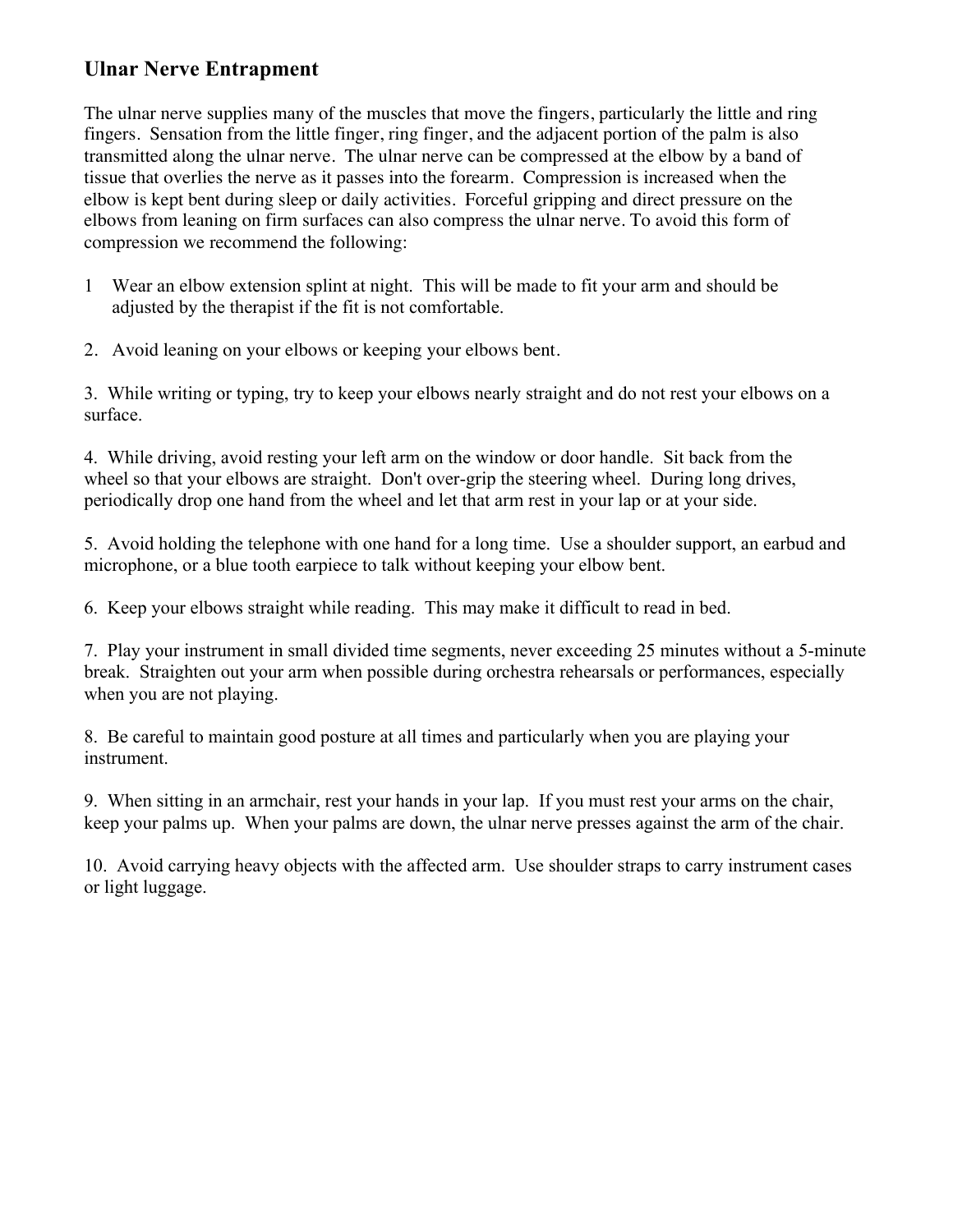## Ulnar Nerve Entrapment

The ulnar nerve supplies many of the muscles that move the fingers, particularly the little and ring fingers. Sensation from the little finger, ring finger, and the adjacent portion of the palm is also transmitted along the ulnar nerve. The ulnar nerve can be compressed at the elbow by a band of tissue that overlies the nerve as it passes into the forearm. Compression is increased when the elbow is kept bent during sleep or daily activities. Forceful gripping and direct pressure on the elbows from leaning on firm surfaces can also compress the ulnar nerve. To avoid this form of compression we recommend the following:

1 Wear an elbow extension splint at night. This will be made to fit your arm and should be adjusted by the therapist if the fit is not comfortable.

2. Avoid leaning on your elbows or keeping your elbows bent.

3. While writing or typing, try to keep your elbows nearly straight and do not rest your elbows on a surface.

4. While driving, avoid resting your left arm on the window or door handle. Sit back from the wheel so that your elbows are straight. Don't over-grip the steering wheel. During long drives, periodically drop one hand from the wheel and let that arm rest in your lap or at your side.

5. Avoid holding the telephone with one hand for a long time. Use a shoulder support, an earbud and microphone, or a blue tooth earpiece to talk without keeping your elbow bent.

6. Keep your elbows straight while reading. This may make it difficult to read in bed.

7. Play your instrument in small divided time segments, never exceeding 25 minutes without a 5-minute break. Straighten out your arm when possible during orchestra rehearsals or performances, especially when you are not playing.

8. Be careful to maintain good posture at all times and particularly when you are playing your instrument.

9. When sitting in an armchair, rest your hands in your lap. If you must rest your arms on the chair, keep your palms up. When your palms are down, the ulnar nerve presses against the arm of the chair.

10. Avoid carrying heavy objects with the affected arm. Use shoulder straps to carry instrument cases or light luggage.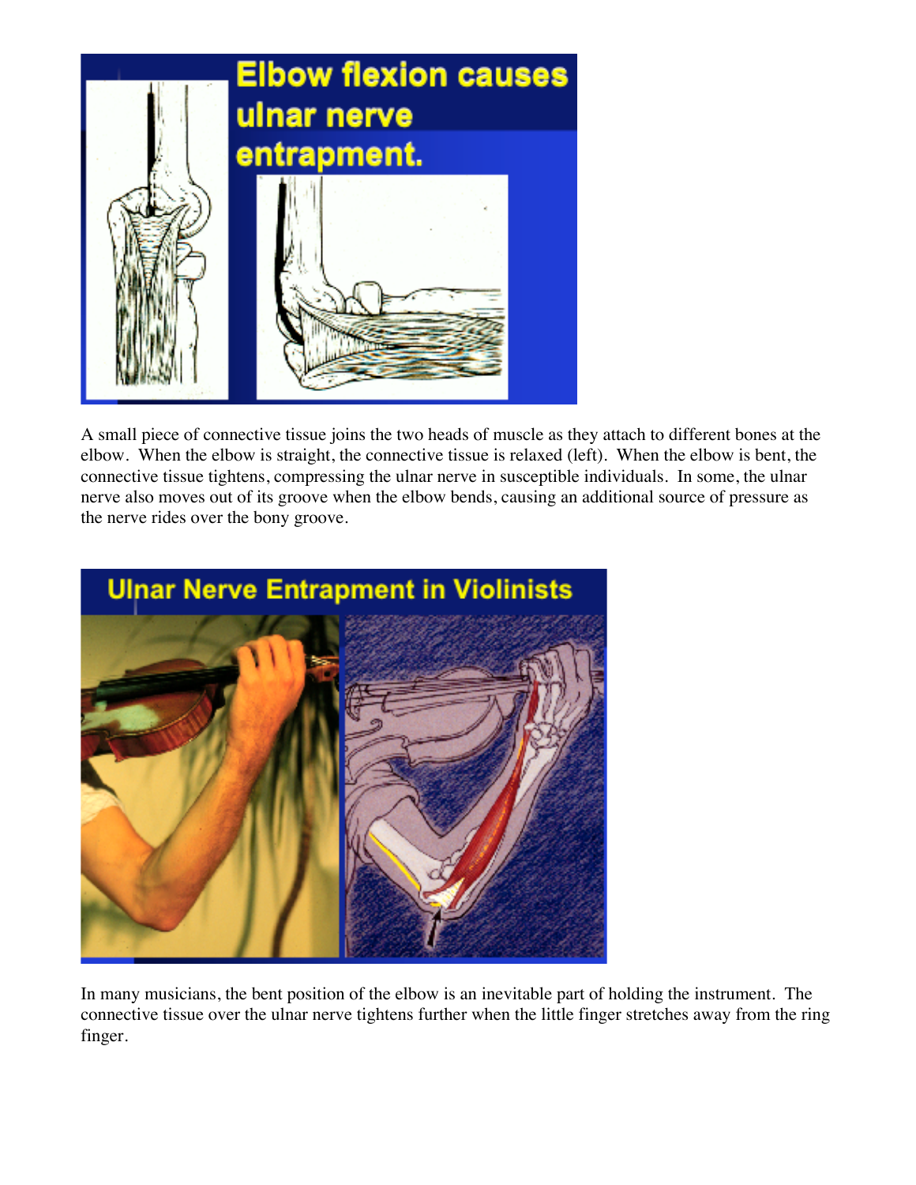A small piece of connective tissue joins the two heads of muscle as they attach to different bones at the elbow. When the elbow is straight, the connective tissue is relaxed (left). When the elbow is bent, the connective tissue tightens, compressing the ulnar nerve in susceptible individuals. In some, the ulnar nerve also moves out of its groove when the elbow bends, causing an additional source of pressure as the nerve rides over the bony groove.

In many musicians, the bent position of the elbow is an inevitable part of holding the instrument. The connective tissue over the ulnar nerve tightens further when the little finger stretches away from the ring finger.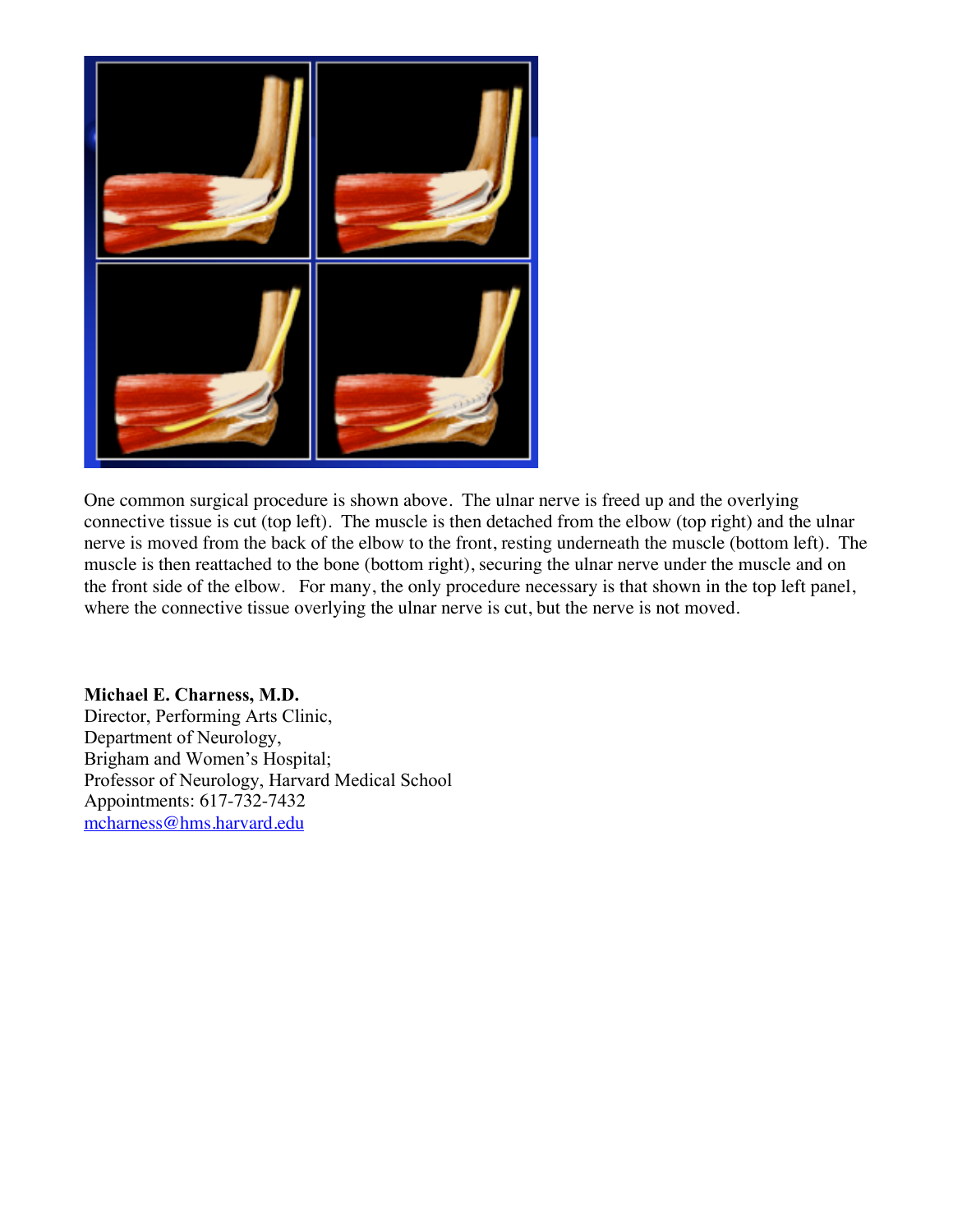One common surgical procedure is shown above. The ulnar nerve is freed up and the overlying connective tissue is cut (top left). The muscle is then detached from the elbow (top right) and the ulnar nerve is moved from the back of the elbow to the front, resting underneath the muscle (bottom left). The muscle is then reattached to the bone (bottom right), securing the ulnar nerve under the muscle and on the front side of the elbow. For many, the only procedure necessary is that shown in the top left panel, where the connective tissue overlying the ulnar nerve is cut, but the nerve is not moved.

**Michael E. Charness, M.D.**
Director, Performing Arts Clinic,
Department of Neurology,
Brigham and Women's Hospital;
Professor of Neurology, Harvard Medical School
Appointments: 617-732-7432
mcharness@hms.harvard.edu